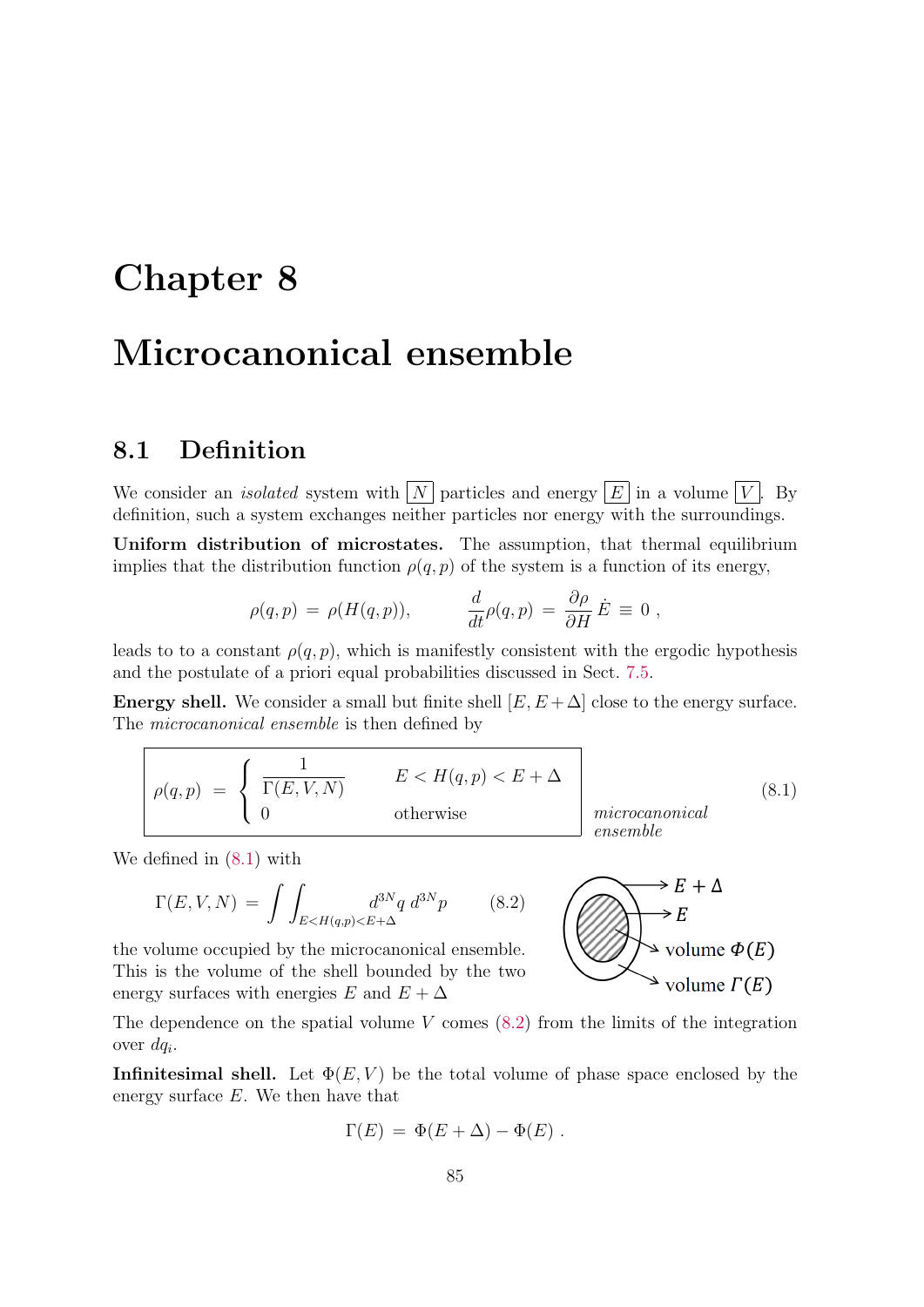// Chapter 8

# Chapter 8

# Microcanonical ensemble

## 8.1 Definition

We consider an *isolated* system with $\boxed{N}$ particles and energy $\boxed{E}$ in a volume $\boxed{V}$. By definition, such a system exchanges neither particles nor energy with the surroundings.

**Uniform distribution of microstates.** The assumption, that thermal equilibrium implies that the distribution function $\rho(q,p)$ of the system is a function of its energy,

$$\rho(q,p) \;=\; \rho(H(q,p)), \qquad\qquad \frac{d}{dt}\rho(q,p) \;=\; \frac{\partial \rho}{\partial H}\,\dot{E} \;\equiv\; 0\;,$$

leads to to a constant $\rho(q,p)$, which is manifestly consistent with the ergodic hypothesis and the postulate of a priori equal probabilities discussed in Sect. 7.5.

**Energy shell.** We consider a small but finite shell $[E, E+\Delta]$ close to the energy surface. The *microcanonical ensemble* is then defined by

$$\boxed{\rho(q,p) \;=\; \begin{cases} \dfrac{1}{\Gamma(E,V,N)} & E < H(q,p) < E+\Delta \\ 0 & \text{otherwise} \end{cases}} \tag{8.1}$$

*microcanonical ensemble*

We defined in (8.1) with

$$\Gamma(E,V,N) \;=\; \int\!\!\int_{E<H(q,p)<E+\Delta} d^{3N}q\; d^{3N}p \tag{8.2}$$

the volume occupied by the microcanonical ensemble. This is the volume of the shell bounded by the two energy surfaces with energies $E$ and $E+\Delta$

$E+\Delta$, $E$, volume $\Phi(E)$, volume $\Gamma(E)$

The dependence on the spatial volume $V$ comes (8.2) from the limits of the integration over $dq_i$.

**Infinitesimal shell.** Let $\Phi(E,V)$ be the total volume of phase space enclosed by the energy surface $E$. We then have that

$$\Gamma(E) \;=\; \Phi(E+\Delta) - \Phi(E)\;.$$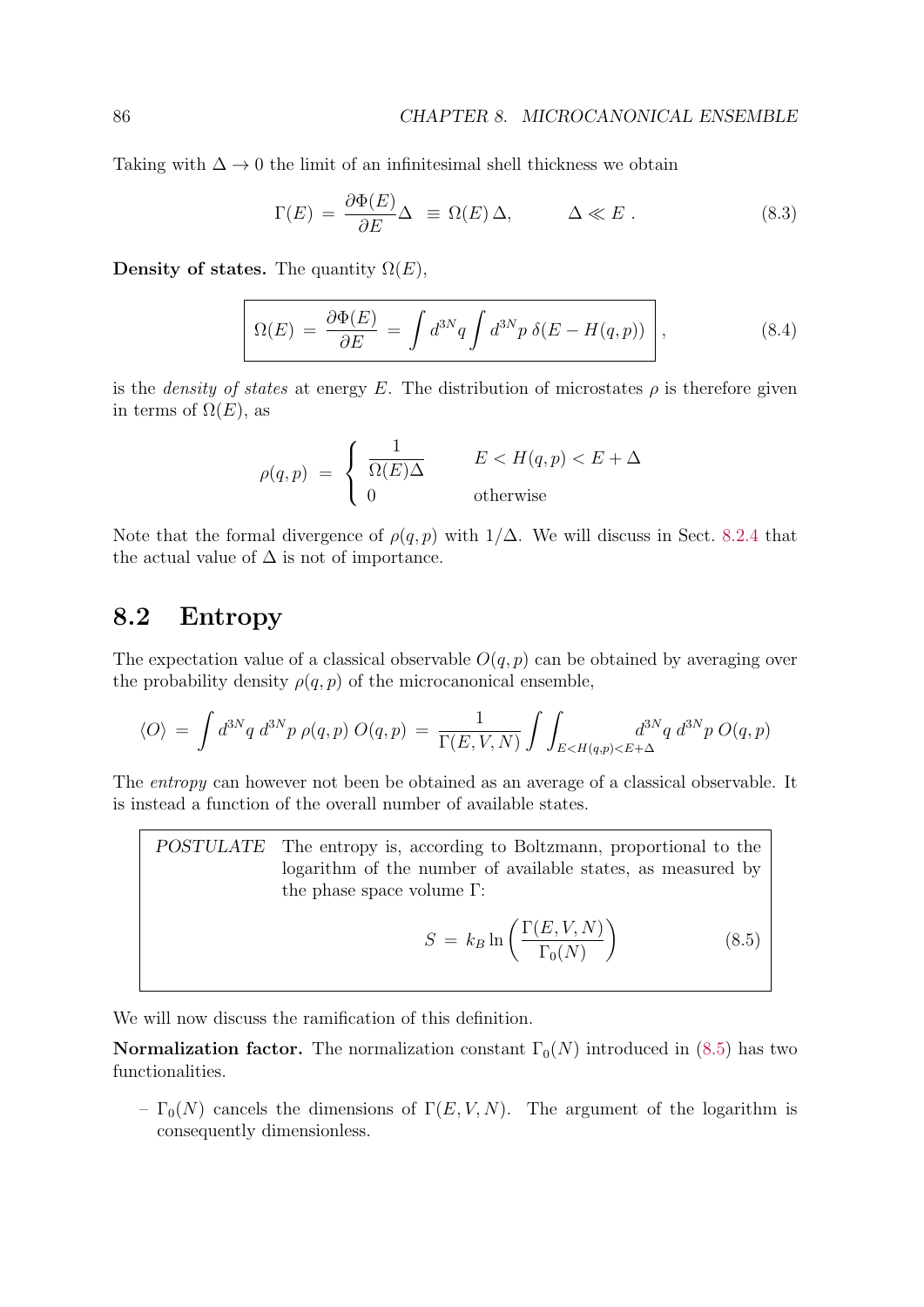Taking with $\Delta \to 0$ the limit of an infinitesimal shell thickness we obtain

$$\Gamma(E) \;=\; \frac{\partial \Phi(E)}{\partial E}\Delta \;\equiv\; \Omega(E)\,\Delta, \qquad\qquad \Delta \ll E\ . \tag{8.3}$$

**Density of states.** The quantity $\Omega(E)$,

$$\boxed{\Omega(E) \;=\; \frac{\partial \Phi(E)}{\partial E} \;=\; \int d^{3N}q \int d^{3N}p\; \delta(E - H(q,p))}\ , \tag{8.4}$$

is the *density of states* at energy $E$. The distribution of microstates $\rho$ is therefore given in terms of $\Omega(E)$, as

$$\rho(q,p) \;=\; \begin{cases} \dfrac{1}{\Omega(E)\Delta} & \qquad E < H(q,p) < E + \Delta \\ 0 & \qquad \text{otherwise} \end{cases}$$

Note that the formal divergence of $\rho(q,p)$ with $1/\Delta$. We will discuss in Sect. 8.2.4 that the actual value of $\Delta$ is not of importance.

## 8.2 Entropy

The expectation value of a classical observable $O(q,p)$ can be obtained by averaging over the probability density $\rho(q,p)$ of the microcanonical ensemble,

$$\langle O \rangle \;=\; \int d^{3N}q\, d^{3N}p\; \rho(q,p)\, O(q,p) \;=\; \frac{1}{\Gamma(E,V,N)} \int\!\!\int_{E<H(q,p)<E+\Delta} d^{3N}q\; d^{3N}p\; O(q,p)$$

The *entropy* can however not been be obtained as an average of a classical observable. It is instead a function of the overall number of available states.

> *POSTULATE* The entropy is, according to Boltzmann, proportional to the logarithm of the number of available states, as measured by the phase space volume $\Gamma$:
>
> $$S \;=\; k_B \ln\left(\frac{\Gamma(E,V,N)}{\Gamma_0(N)}\right) \tag{8.5}$$

We will now discuss the ramification of this definition.

**Normalization factor.** The normalization constant $\Gamma_0(N)$ introduced in (8.5) has two functionalities.

- $\Gamma_0(N)$ cancels the dimensions of $\Gamma(E,V,N)$. The argument of the logarithm is consequently dimensionless.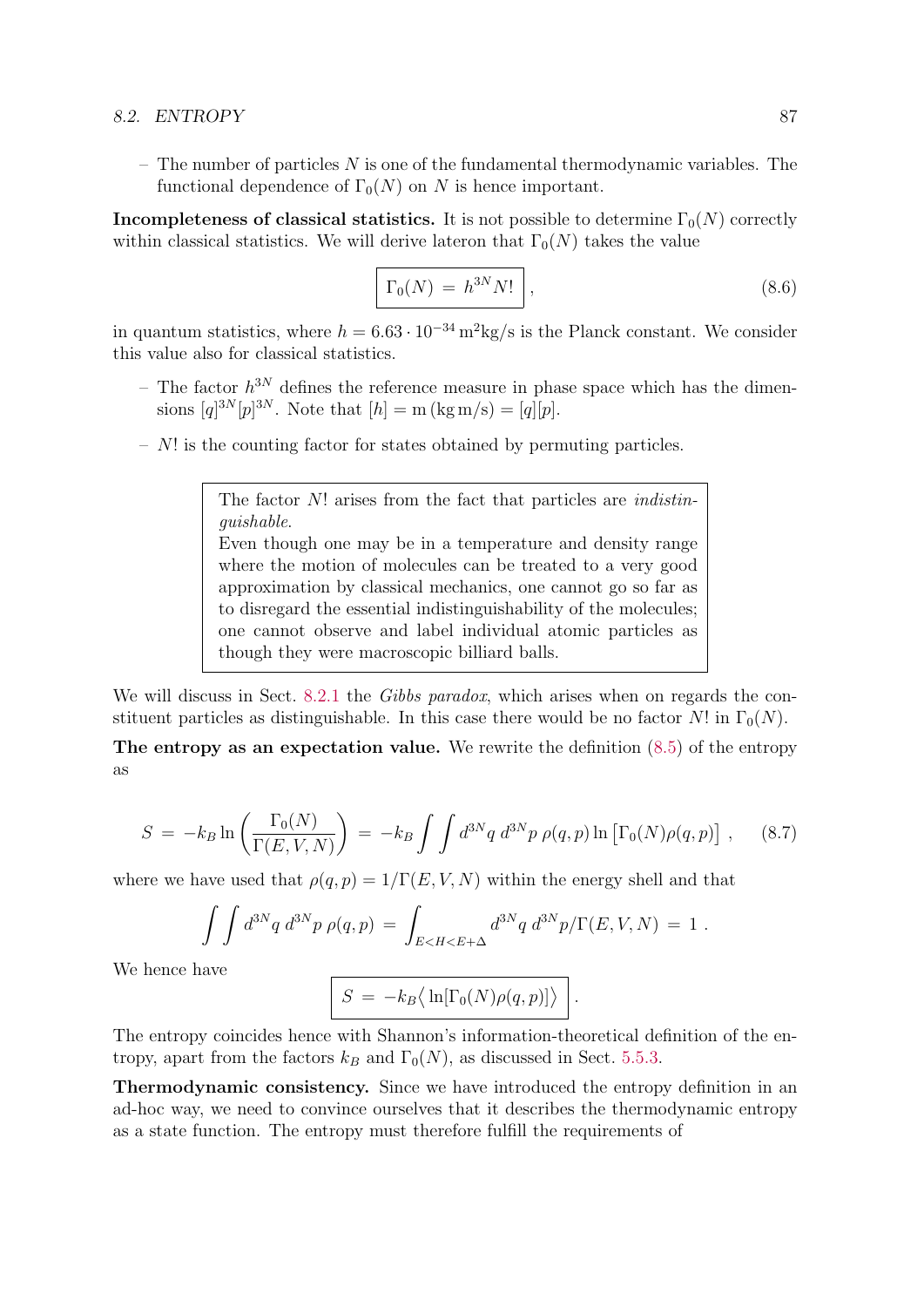– The number of particles $N$ is one of the fundamental thermodynamic variables. The functional dependence of $\Gamma_0(N)$ on $N$ is hence important.

**Incompleteness of classical statistics.** It is not possible to determine $\Gamma_0(N)$ correctly within classical statistics. We will derive lateron that $\Gamma_0(N)$ takes the value

$$\boxed{\Gamma_0(N) \;=\; h^{3N} N!}\,, \tag{8.6}$$

in quantum statistics, where $h = 6.63 \cdot 10^{-34}\,\mathrm{m}^2\mathrm{kg/s}$ is the Planck constant. We consider this value also for classical statistics.

– The factor $h^{3N}$ defines the reference measure in phase space which has the dimensions $[q]^{3N}[p]^{3N}$. Note that $[h] = \mathrm{m}\,(\mathrm{kg\,m/s}) = [q][p]$.

– $N!$ is the counting factor for states obtained by permuting particles.

> The factor $N!$ arises from the fact that particles are *indistinguishable*.
> Even though one may be in a temperature and density range where the motion of molecules can be treated to a very good approximation by classical mechanics, one cannot go so far as to disregard the essential indistinguishability of the molecules; one cannot observe and label individual atomic particles as though they were macroscopic billiard balls.

We will discuss in Sect. 8.2.1 the *Gibbs paradox*, which arises when on regards the constituent particles as distinguishable. In this case there would be no factor $N!$ in $\Gamma_0(N)$.

**The entropy as an expectation value.** We rewrite the definition (8.5) of the entropy as

$$S \;=\; -k_B \ln\left(\frac{\Gamma_0(N)}{\Gamma(E,V,N)}\right) \;=\; -k_B \int\!\!\int d^{3N}q\; d^{3N}p\; \rho(q,p) \ln\big[\Gamma_0(N)\rho(q,p)\big]\;, \tag{8.7}$$

where we have used that $\rho(q,p) = 1/\Gamma(E,V,N)$ within the energy shell and that

$$\int\!\!\int d^{3N}q\; d^{3N}p\; \rho(q,p) \;=\; \int_{E<H<E+\Delta} d^{3N}q\; d^{3N}p/\Gamma(E,V,N) \;=\; 1\;.$$

We hence have

$$\boxed{S \;=\; -k_B \big\langle \ln[\Gamma_0(N)\rho(q,p)]\big\rangle}\,.$$

The entropy coincides hence with Shannon's information-theoretical definition of the entropy, apart from the factors $k_B$ and $\Gamma_0(N)$, as discussed in Sect. 5.5.3.

**Thermodynamic consistency.** Since we have introduced the entropy definition in an ad-hoc way, we need to convince ourselves that it describes the thermodynamic entropy as a state function. The entropy must therefore fulfill the requirements of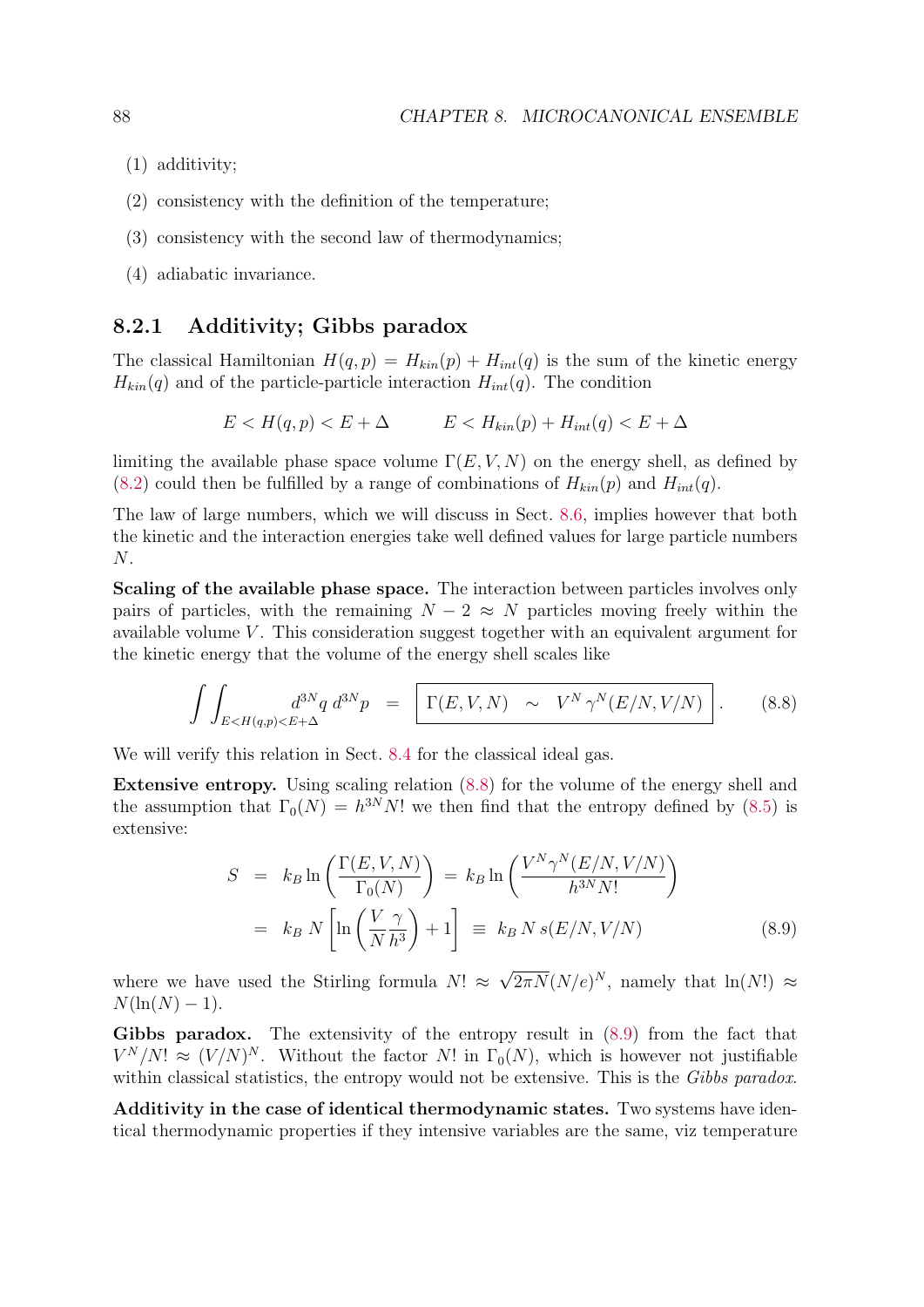(1) additivity;

(2) consistency with the definition of the temperature;

(3) consistency with the second law of thermodynamics;

(4) adiabatic invariance.

### 8.2.1 Additivity; Gibbs paradox

The classical Hamiltonian $H(q,p) = H_{kin}(p) + H_{int}(q)$ is the sum of the kinetic energy $H_{kin}(q)$ and of the particle-particle interaction $H_{int}(q)$. The condition

$$E < H(q,p) < E + \Delta \qquad\qquad E < H_{kin}(p) + H_{int}(q) < E + \Delta$$

limiting the available phase space volume $\Gamma(E,V,N)$ on the energy shell, as defined by (8.2) could then be fulfilled by a range of combinations of $H_{kin}(p)$ and $H_{int}(q)$.

The law of large numbers, which we will discuss in Sect. 8.6, implies however that both the kinetic and the interaction energies take well defined values for large particle numbers $N$.

**Scaling of the available phase space.** The interaction between particles involves only pairs of particles, with the remaining $N-2 \approx N$ particles moving freely within the available volume $V$. This consideration suggest together with an equivalent argument for the kinetic energy that the volume of the energy shell scales like

$$\int\int_{E<H(q,p)<E+\Delta} d^{3N}q\; d^{3N}p \;\;=\;\; \boxed{\Gamma(E,V,N) \;\;\sim\;\; V^N\,\gamma^N(E/N,V/N)}\,. \tag{8.8}$$

We will verify this relation in Sect. 8.4 for the classical ideal gas.

**Extensive entropy.** Using scaling relation (8.8) for the volume of the energy shell and the assumption that $\Gamma_0(N) = h^{3N}N!$ we then find that the entropy defined by (8.5) is extensive:

$$\begin{aligned} S &= k_B \ln\left(\frac{\Gamma(E,V,N)}{\Gamma_0(N)}\right) \;=\; k_B \ln\left(\frac{V^N\gamma^N(E/N,V/N)}{h^{3N}N!}\right) \\ &= k_B\, N\left[\ln\left(\frac{V}{N}\frac{\gamma}{h^3}\right)+1\right] \;\equiv\; k_B\,N\,s(E/N,V/N) \end{aligned} \tag{8.9}$$

where we have used the Stirling formula $N! \approx \sqrt{2\pi N}(N/e)^N$, namely that $\ln(N!) \approx N(\ln(N)-1)$.

**Gibbs paradox.** The extensivity of the entropy result in (8.9) from the fact that $V^N/N! \approx (V/N)^N$. Without the factor $N!$ in $\Gamma_0(N)$, which is however not justifiable within classical statistics, the entropy would not be extensive. This is the *Gibbs paradox*.

**Additivity in the case of identical thermodynamic states.** Two systems have identical thermodynamic properties if they intensive variables are the same, viz temperature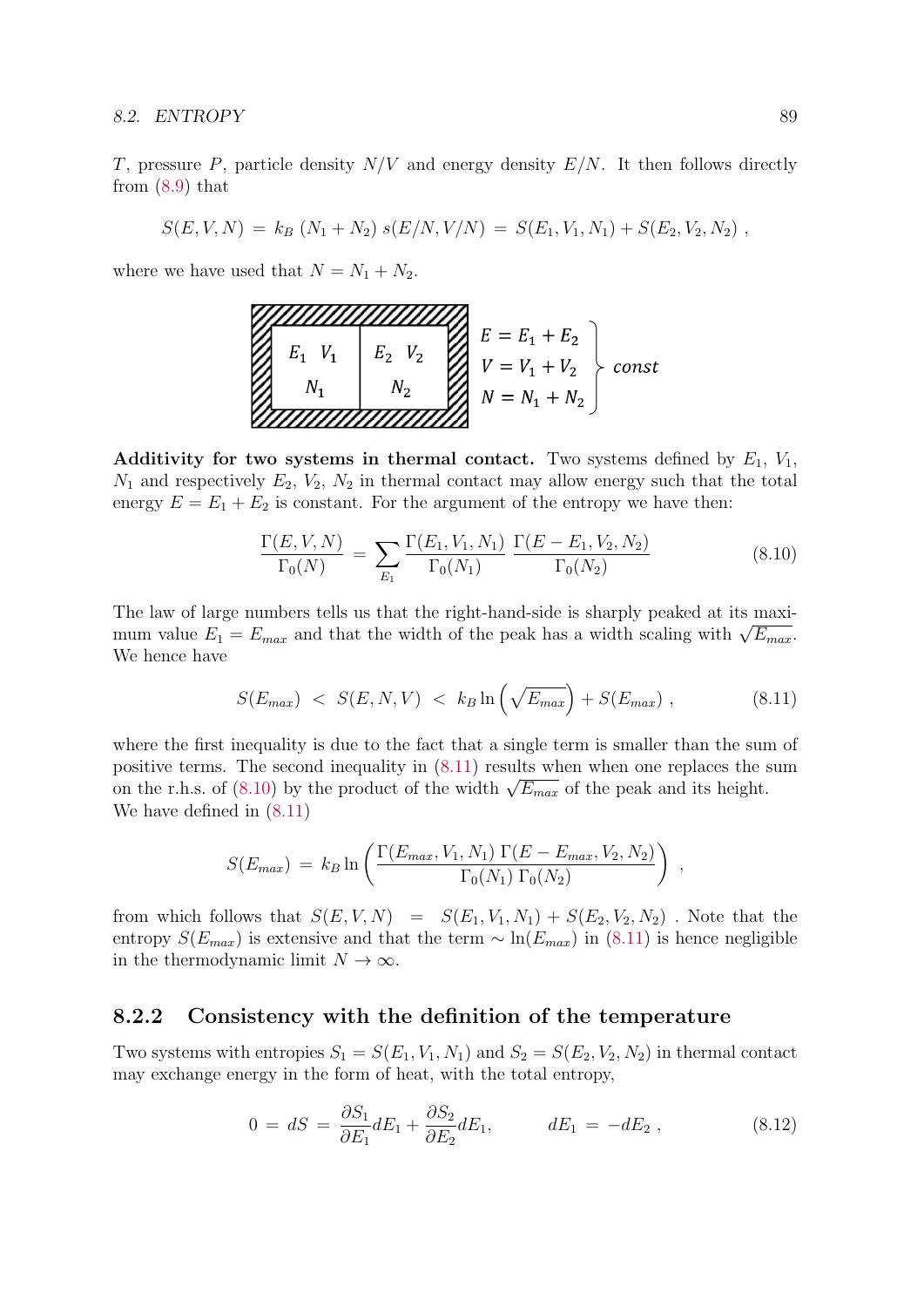$T$, pressure $P$, particle density $N/V$ and energy density $E/N$. It then follows directly from (8.9) that

$$S(E,V,N) \;=\; k_B\,(N_1+N_2)\,s(E/N,V/N) \;=\; S(E_1,V_1,N_1)+S(E_2,V_2,N_2)\;,$$

where we have used that $N = N_1 + N_2$.

$$\left.\begin{array}{l} E = E_1 + E_2 \\ V = V_1 + V_2 \\ N = N_1 + N_2 \end{array}\right\}\ const$$

**Additivity for two systems in thermal contact.** Two systems defined by $E_1$, $V_1$, $N_1$ and respectively $E_2$, $V_2$, $N_2$ in thermal contact may allow energy such that the total energy $E = E_1 + E_2$ is constant. For the argument of the entropy we have then:

$$\frac{\Gamma(E,V,N)}{\Gamma_0(N)} \;=\; \sum_{E_1}\frac{\Gamma(E_1,V_1,N_1)}{\Gamma_0(N_1)}\,\frac{\Gamma(E-E_1,V_2,N_2)}{\Gamma_0(N_2)} \tag{8.10}$$

The law of large numbers tells us that the right-hand-side is sharply peaked at its maximum value $E_1 = E_{max}$ and that the width of the peak has a width scaling with $\sqrt{E_{max}}$. We hence have

$$S(E_{max}) \;<\; S(E,N,V) \;<\; k_B\ln\left(\sqrt{E_{max}}\right)+S(E_{max})\;, \tag{8.11}$$

where the first inequality is due to the fact that a single term is smaller than the sum of positive terms. The second inequality in (8.11) results when when one replaces the sum on the r.h.s. of (8.10) by the product of the width $\sqrt{E_{max}}$ of the peak and its height. We have defined in (8.11)

$$S(E_{max}) \;=\; k_B\ln\left(\frac{\Gamma(E_{max},V_1,N_1)\,\Gamma(E-E_{max},V_2,N_2)}{\Gamma_0(N_1)\,\Gamma_0(N_2)}\right)\;,$$

from which follows that $S(E,V,N) \;=\; S(E_1,V_1,N_1)+S(E_2,V_2,N_2)$ . Note that the entropy $S(E_{max})$ is extensive and that the term $\sim\ln(E_{max})$ in (8.11) is hence negligible in the thermodynamic limit $N\to\infty$.

### 8.2.2 Consistency with the definition of the temperature

Two systems with entropies $S_1 = S(E_1,V_1,N_1)$ and $S_2 = S(E_2,V_2,N_2)$ in thermal contact may exchange energy in the form of heat, with the total entropy,

$$0 \;=\; dS \;=\; \frac{\partial S_1}{\partial E_1}dE_1+\frac{\partial S_2}{\partial E_2}dE_1, \qquad dE_1 \;=\; -dE_2\;, \tag{8.12}$$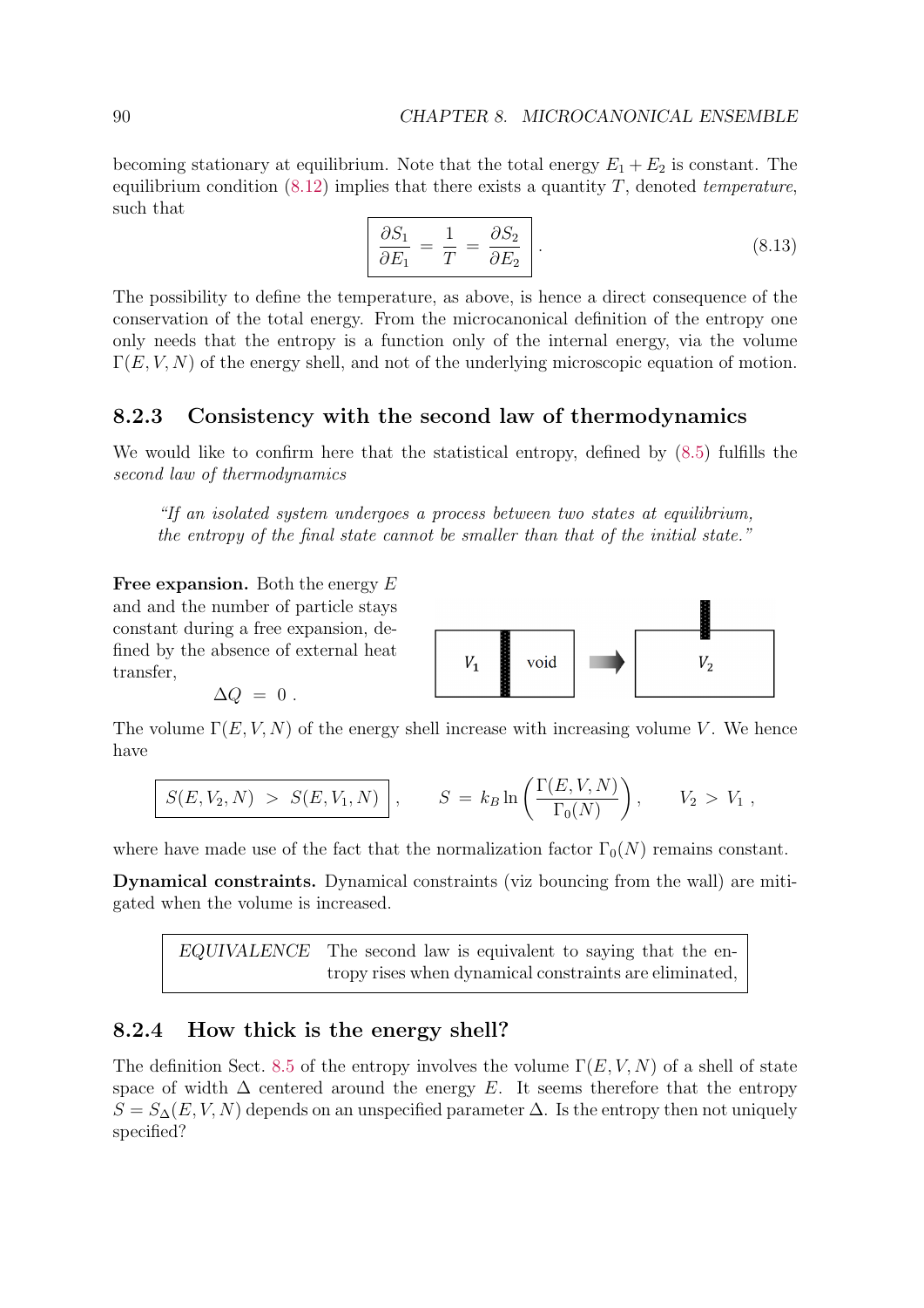becoming stationary at equilibrium. Note that the total energy $E_1 + E_2$ is constant. The equilibrium condition (8.12) implies that there exists a quantity $T$, denoted *temperature*, such that

$$\boxed{\frac{\partial S_1}{\partial E_1} = \frac{1}{T} = \frac{\partial S_2}{\partial E_2}} . \tag{8.13}$$

The possibility to define the temperature, as above, is hence a direct consequence of the conservation of the total energy. From the microcanonical definition of the entropy one only needs that the entropy is a function only of the internal energy, via the volume $\Gamma(E, V, N)$ of the energy shell, and not of the underlying microscopic equation of motion.

### 8.2.3 Consistency with the second law of thermodynamics

We would like to confirm here that the statistical entropy, defined by (8.5) fulfills the *second law of thermodynamics*

> *"If an isolated system undergoes a process between two states at equilibrium, the entropy of the final state cannot be smaller than that of the initial state."*

**Free expansion.** Both the energy $E$ and and the number of particle stays constant during a free expansion, defined by the absence of external heat transfer,

$$\Delta Q = 0 .$$

The volume $\Gamma(E, V, N)$ of the energy shell increase with increasing volume $V$. We hence have

$$\boxed{S(E, V_2, N) > S(E, V_1, N)}, \qquad S = k_B \ln\left(\frac{\Gamma(E, V, N)}{\Gamma_0(N)}\right), \qquad V_2 > V_1 ,$$

where have made use of the fact that the normalization factor $\Gamma_0(N)$ remains constant.

**Dynamical constraints.** Dynamical constraints (viz bouncing from the wall) are mitigated when the volume is increased.

| *EQUIVALENCE* | The second law is equivalent to saying that the entropy rises when dynamical constraints are eliminated, |
|---|---|

### 8.2.4 How thick is the energy shell?

The definition Sect. 8.5 of the entropy involves the volume $\Gamma(E, V, N)$ of a shell of state space of width $\Delta$ centered around the energy $E$. It seems therefore that the entropy $S = S_\Delta(E, V, N)$ depends on an unspecified parameter $\Delta$. Is the entropy then not uniquely specified?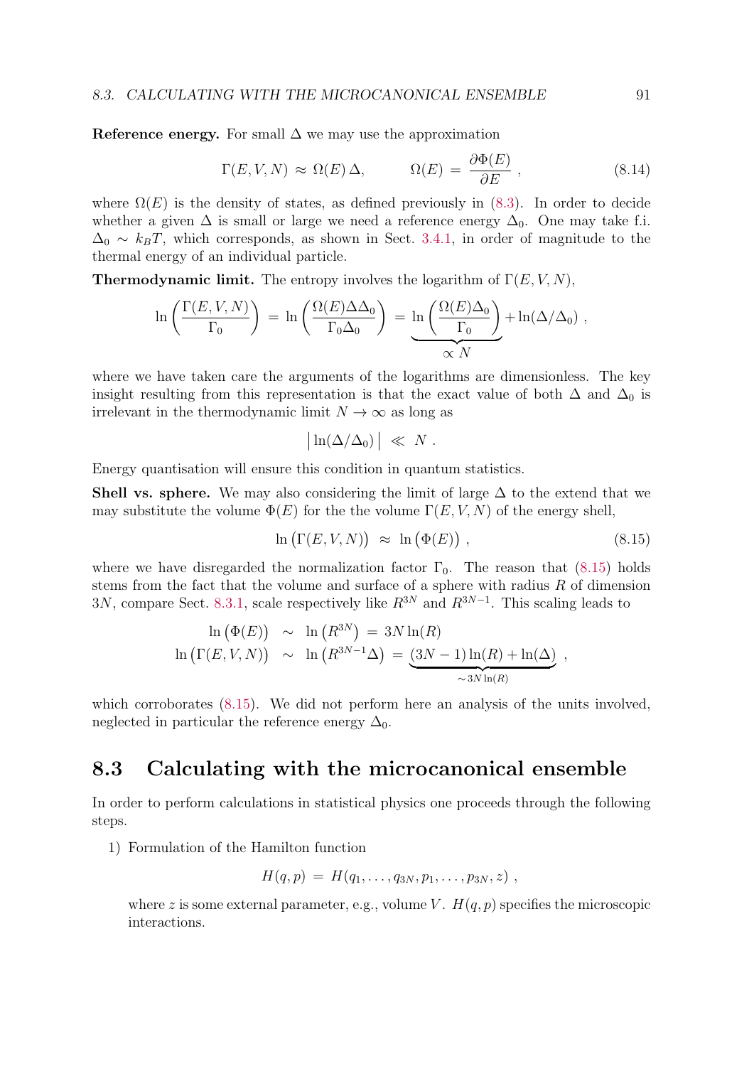**Reference energy.** For small $\Delta$ we may use the approximation

$$\Gamma(E,V,N) \approx \Omega(E)\,\Delta, \qquad \Omega(E) = \frac{\partial \Phi(E)}{\partial E} , \tag{8.14}$$

where $\Omega(E)$ is the density of states, as defined previously in (8.3). In order to decide whether a given $\Delta$ is small or large we need a reference energy $\Delta_0$. One may take f.i. $\Delta_0 \sim k_B T$, which corresponds, as shown in Sect. 3.4.1, in order of magnitude to the thermal energy of an individual particle.

**Thermodynamic limit.** The entropy involves the logarithm of $\Gamma(E,V,N)$,

$$\ln\left(\frac{\Gamma(E,V,N)}{\Gamma_0}\right) = \ln\left(\frac{\Omega(E)\Delta\Delta_0}{\Gamma_0\Delta_0}\right) = \underbrace{\ln\left(\frac{\Omega(E)\Delta_0}{\Gamma_0}\right)}_{\propto N} + \ln(\Delta/\Delta_0) ,$$

where we have taken care the arguments of the logarithms are dimensionless. The key insight resulting from this representation is that the exact value of both $\Delta$ and $\Delta_0$ is irrelevant in the thermodynamic limit $N \to \infty$ as long as

$$\big|\ln(\Delta/\Delta_0)\big| \ll N .$$

Energy quantisation will ensure this condition in quantum statistics.

**Shell vs. sphere.** We may also considering the limit of large $\Delta$ to the extend that we may substitute the volume $\Phi(E)$ for the the volume $\Gamma(E,V,N)$ of the energy shell,

$$\ln\big(\Gamma(E,V,N)\big) \approx \ln\big(\Phi(E)\big) , \tag{8.15}$$

where we have disregarded the normalization factor $\Gamma_0$. The reason that (8.15) holds stems from the fact that the volume and surface of a sphere with radius $R$ of dimension $3N$, compare Sect. 8.3.1, scale respectively like $R^{3N}$ and $R^{3N-1}$. This scaling leads to

$$\begin{aligned} \ln\big(\Phi(E)\big) &\sim \ln\big(R^{3N}\big) = 3N\ln(R) \\ \ln\big(\Gamma(E,V,N)\big) &\sim \ln\big(R^{3N-1}\Delta\big) = \underbrace{(3N-1)\ln(R) + \ln(\Delta)}_{\sim 3N\ln(R)} , \end{aligned}$$

which corroborates (8.15). We did not perform here an analysis of the units involved, neglected in particular the reference energy $\Delta_0$.

## 8.3 Calculating with the microcanonical ensemble

In order to perform calculations in statistical physics one proceeds through the following steps.

1) Formulation of the Hamilton function

$$H(q,p) = H(q_1,\ldots,q_{3N},p_1,\ldots,p_{3N},z) ,$$

where $z$ is some external parameter, e.g., volume $V$. $H(q,p)$ specifies the microscopic interactions.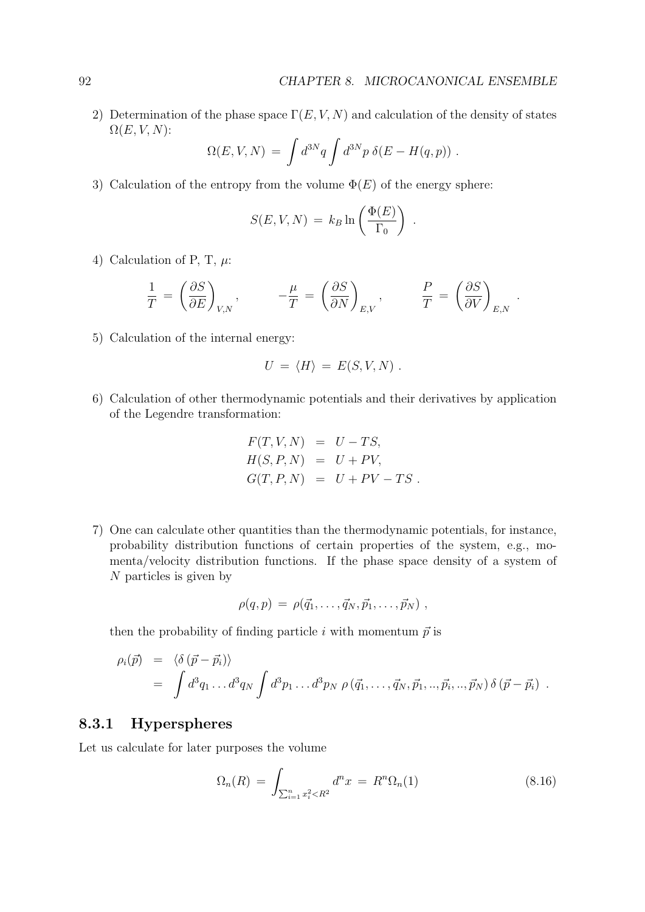2) Determination of the phase space $\Gamma(E,V,N)$ and calculation of the density of states $\Omega(E,V,N)$:

$$\Omega(E,V,N) \,=\, \int d^{3N}q \int d^{3N}p \;\delta(E - H(q,p)) \;.$$

3) Calculation of the entropy from the volume $\Phi(E)$ of the energy sphere:

$$S(E,V,N) \,=\, k_B \ln\left(\frac{\Phi(E)}{\Gamma_0}\right) \;.$$

4) Calculation of P, T, $\mu$:

$$\frac{1}{T} \,=\, \left(\frac{\partial S}{\partial E}\right)_{V,N}, \qquad -\frac{\mu}{T} \,=\, \left(\frac{\partial S}{\partial N}\right)_{E,V}, \qquad \frac{P}{T} \,=\, \left(\frac{\partial S}{\partial V}\right)_{E,N} \;.$$

5) Calculation of the internal energy:

$$U \,=\, \langle H \rangle \,=\, E(S,V,N) \;.$$

6) Calculation of other thermodynamic potentials and their derivatives by application of the Legendre transformation:

$$\begin{aligned} F(T,V,N) &= U - TS, \\ H(S,P,N) &= U + PV, \\ G(T,P,N) &= U + PV - TS \;. \end{aligned}$$

7) One can calculate other quantities than the thermodynamic potentials, for instance, probability distribution functions of certain properties of the system, e.g., momenta/velocity distribution functions. If the phase space density of a system of $N$ particles is given by

$$\rho(q,p) \,=\, \rho(\vec{q}_1,\ldots,\vec{q}_N,\vec{p}_1,\ldots,\vec{p}_N) \;,$$

then the probability of finding particle $i$ with momentum $\vec{p}$ is

$$\begin{aligned} \rho_i(\vec{p}) &= \langle \delta\left(\vec{p} - \vec{p}_i\right) \rangle \\ &= \int d^3q_1 \ldots d^3q_N \int d^3p_1 \ldots d^3p_N \;\rho\left(\vec{q}_1,\ldots,\vec{q}_N,\vec{p}_1,..,\vec{p}_i,..,\vec{p}_N\right) \delta\left(\vec{p} - \vec{p}_i\right) \;. \end{aligned}$$

### 8.3.1 Hyperspheres

Let us calculate for later purposes the volume

$$\Omega_n(R) \,=\, \int_{\sum_{i=1}^n x_i^2 < R^2} d^n x \,=\, R^n \Omega_n(1) \tag{8.16}$$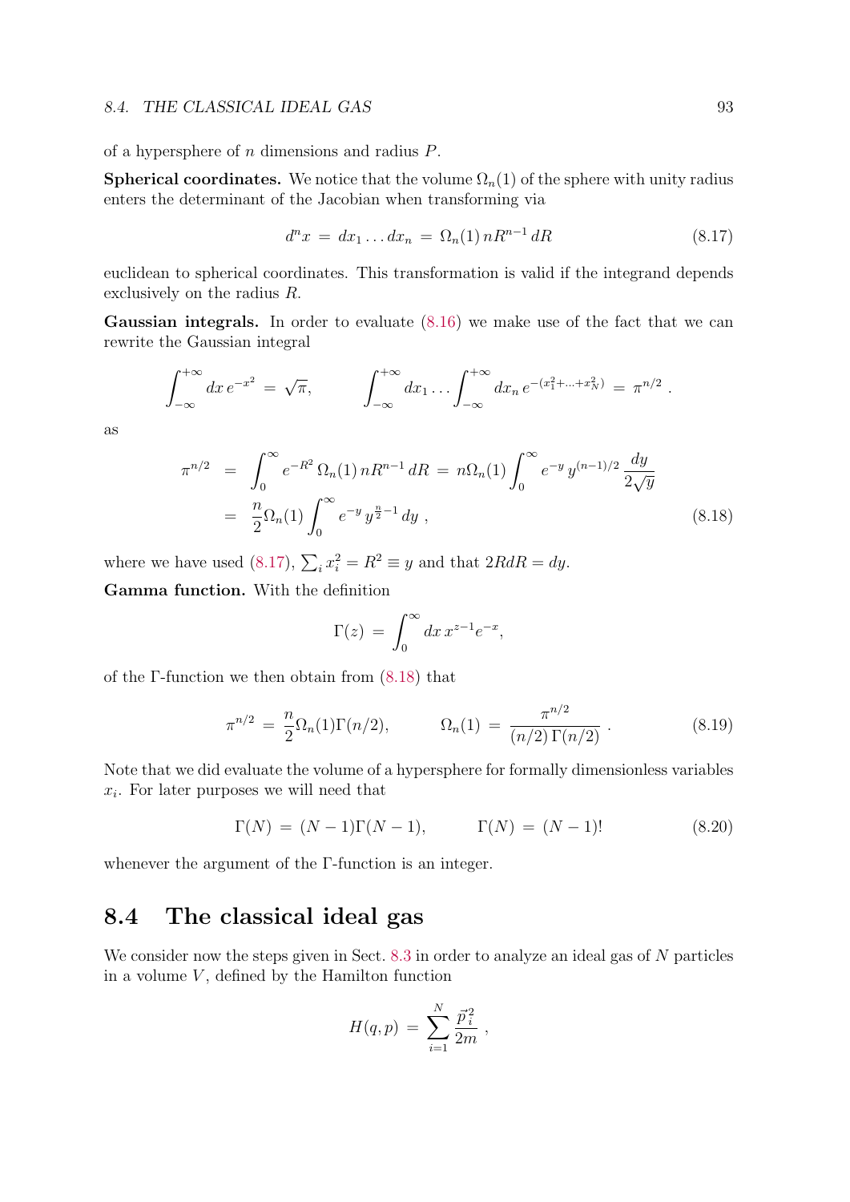of a hypersphere of $n$ dimensions and radius $P$.

**Spherical coordinates.** We notice that the volume $\Omega_n(1)$ of the sphere with unity radius enters the determinant of the Jacobian when transforming via

$$d^n x \,=\, dx_1 \dots dx_n \,=\, \Omega_n(1)\, n R^{n-1}\, dR \tag{8.17}$$

euclidean to spherical coordinates. This transformation is valid if the integrand depends exclusively on the radius $R$.

**Gaussian integrals.** In order to evaluate (8.16) we make use of the fact that we can rewrite the Gaussian integral

$$\int_{-\infty}^{+\infty} dx\, e^{-x^2} \,=\, \sqrt{\pi}, \qquad \int_{-\infty}^{+\infty} dx_1 \dots \int_{-\infty}^{+\infty} dx_n\, e^{-(x_1^2+\dots+x_N^2)} \,=\, \pi^{n/2}\,.$$

as

$$\begin{aligned}
\pi^{n/2} &= \int_0^\infty e^{-R^2}\, \Omega_n(1)\, n R^{n-1}\, dR \,=\, n\Omega_n(1) \int_0^\infty e^{-y}\, y^{(n-1)/2}\, \frac{dy}{2\sqrt{y}} \\
&= \frac{n}{2}\Omega_n(1) \int_0^\infty e^{-y}\, y^{\frac{n}{2}-1}\, dy\,,
\end{aligned} \tag{8.18}$$

where we have used (8.17), $\sum_i x_i^2 = R^2 \equiv y$ and that $2RdR = dy$.

**Gamma function.** With the definition

$$\Gamma(z) \,=\, \int_0^\infty dx\, x^{z-1} e^{-x},$$

of the $\Gamma$-function we then obtain from (8.18) that

$$\pi^{n/2} \,=\, \frac{n}{2}\Omega_n(1)\Gamma(n/2), \qquad \Omega_n(1) \,=\, \frac{\pi^{n/2}}{(n/2)\,\Gamma(n/2)}\,. \tag{8.19}$$

Note that we did evaluate the volume of a hypersphere for formally dimensionless variables $x_i$. For later purposes we will need that

$$\Gamma(N) \,=\, (N-1)\Gamma(N-1), \qquad \Gamma(N) \,=\, (N-1)! \tag{8.20}$$

whenever the argument of the $\Gamma$-function is an integer.

## 8.4 The classical ideal gas

We consider now the steps given in Sect. 8.3 in order to analyze an ideal gas of $N$ particles in a volume $V$, defined by the Hamilton function

$$H(q,p) \,=\, \sum_{i=1}^{N} \frac{\vec{p}_i^{\,2}}{2m}\,,$$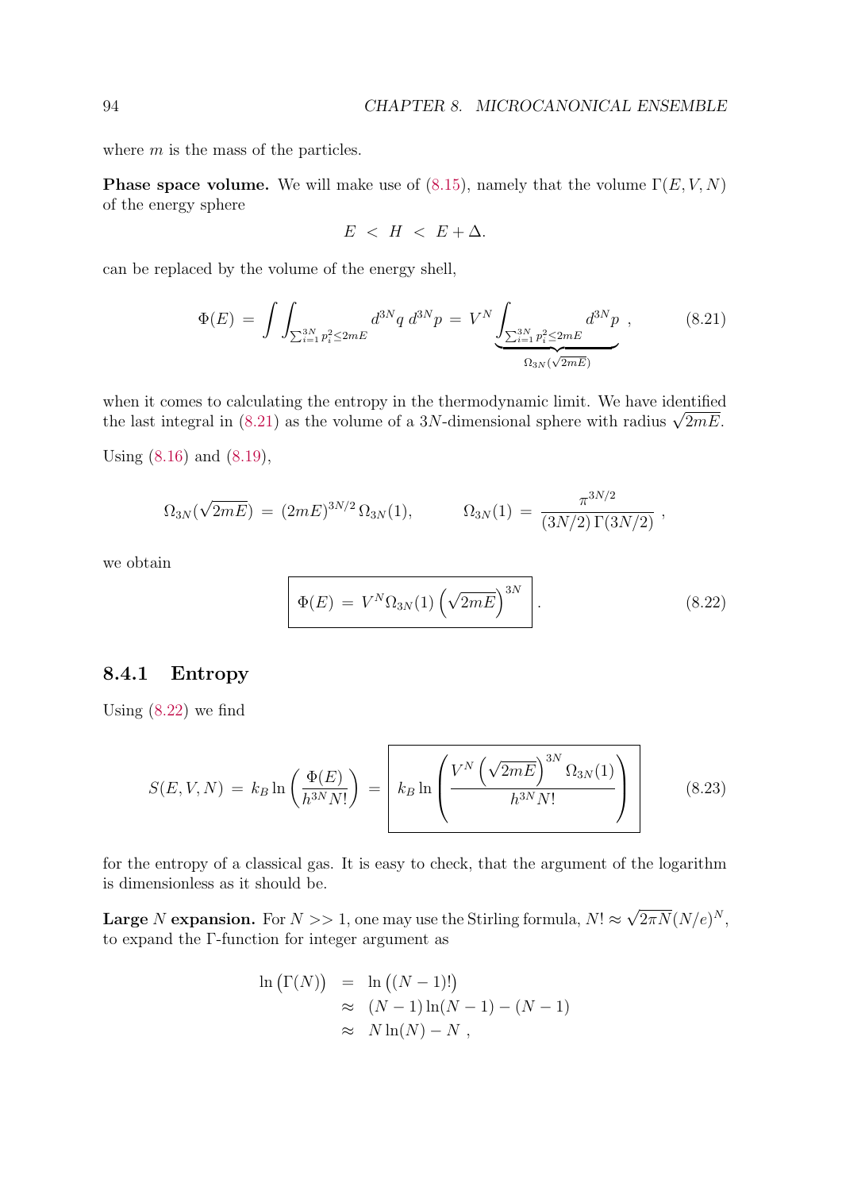where $m$ is the mass of the particles.

**Phase space volume.** We will make use of (8.15), namely that the volume $\Gamma(E,V,N)$ of the energy sphere

$$E \;<\; H \;<\; E+\Delta.$$

can be replaced by the volume of the energy shell,

$$\Phi(E) \;=\; \int\int_{\sum_{i=1}^{3N} p_i^2 \le 2mE} d^{3N}q\, d^{3N}p \;=\; V^N \underbrace{\int_{\sum_{i=1}^{3N} p_i^2 \le 2mE} d^{3N}p}_{\Omega_{3N}(\sqrt{2mE})} \;, \tag{8.21}$$

when it comes to calculating the entropy in the thermodynamic limit. We have identified the last integral in (8.21) as the volume of a $3N$-dimensional sphere with radius $\sqrt{2mE}$.

Using (8.16) and (8.19),

$$\Omega_{3N}(\sqrt{2mE}) \;=\; (2mE)^{3N/2}\,\Omega_{3N}(1), \qquad\qquad \Omega_{3N}(1) \;=\; \frac{\pi^{3N/2}}{(3N/2)\,\Gamma(3N/2)} \;,$$

we obtain

$$\boxed{\Phi(E) \;=\; V^N \Omega_{3N}(1)\left(\sqrt{2mE}\right)^{3N}} \;. \tag{8.22}$$

### 8.4.1 Entropy

Using (8.22) we find

$$S(E,V,N) \;=\; k_B \ln\left(\frac{\Phi(E)}{h^{3N}N!}\right) \;=\; \boxed{k_B \ln\left(\frac{V^N\left(\sqrt{2mE}\right)^{3N}\Omega_{3N}(1)}{h^{3N}N!}\right)} \tag{8.23}$$

for the entropy of a classical gas. It is easy to check, that the argument of the logarithm is dimensionless as it should be.

**Large $N$ expansion.** For $N >> 1$, one may use the Stirling formula, $N! \approx \sqrt{2\pi N}(N/e)^N$, to expand the $\Gamma$-function for integer argument as

$$\begin{aligned}
\ln\big(\Gamma(N)\big) \;&=\; \ln\big((N-1)!\big) \\
&\approx\; (N-1)\ln(N-1) - (N-1) \\
&\approx\; N\ln(N) - N \;,
\end{aligned}$$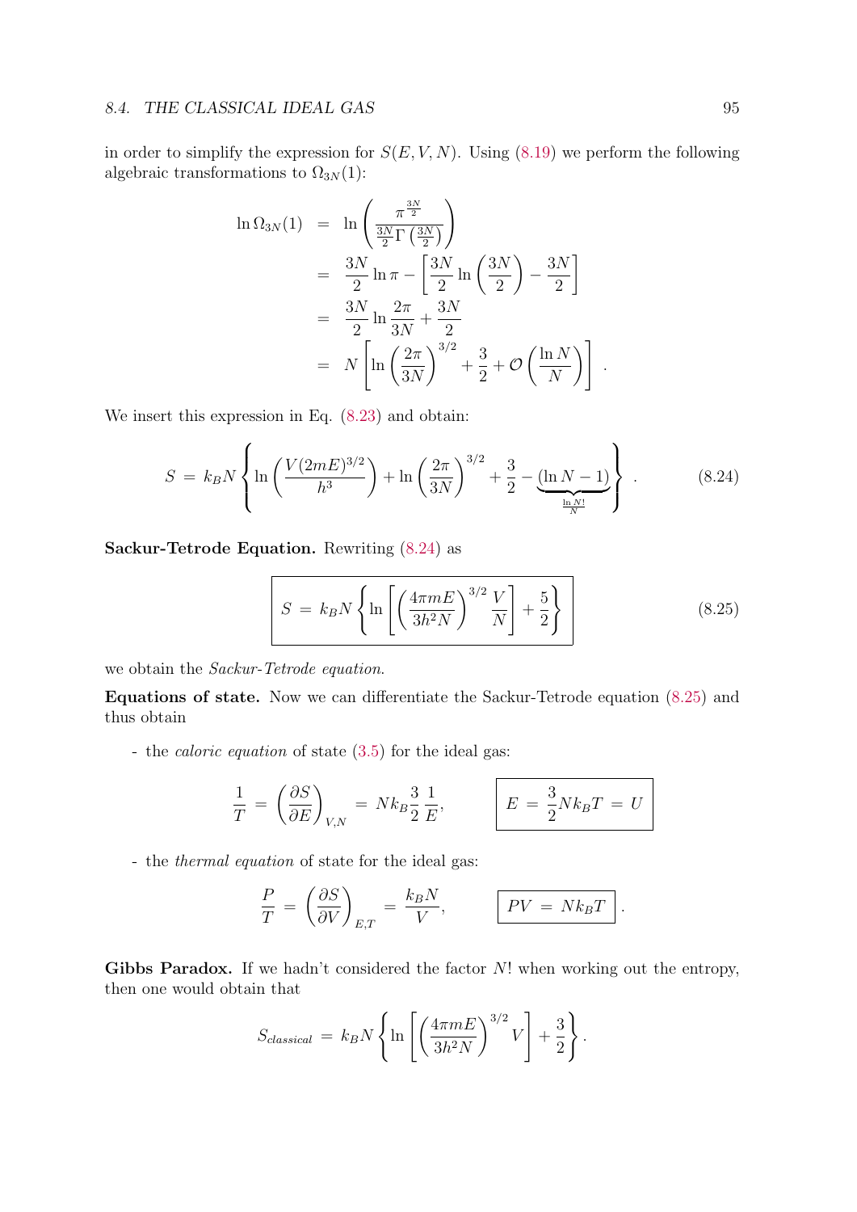in order to simplify the expression for $S(E,V,N)$. Using (8.19) we perform the following algebraic transformations to $\Omega_{3N}(1)$:

$$
\begin{aligned}
\ln \Omega_{3N}(1) &= \ln\left(\frac{\pi^{\frac{3N}{2}}}{\frac{3N}{2}\Gamma\left(\frac{3N}{2}\right)}\right) \\
&= \frac{3N}{2}\ln\pi - \left[\frac{3N}{2}\ln\left(\frac{3N}{2}\right) - \frac{3N}{2}\right] \\
&= \frac{3N}{2}\ln\frac{2\pi}{3N} + \frac{3N}{2} \\
&= N\left[\ln\left(\frac{2\pi}{3N}\right)^{3/2} + \frac{3}{2} + \mathcal{O}\left(\frac{\ln N}{N}\right)\right] .
\end{aligned}
$$

We insert this expression in Eq. (8.23) and obtain:

$$
S \;=\; k_B N\left\{\ln\left(\frac{V(2mE)^{3/2}}{h^3}\right) + \ln\left(\frac{2\pi}{3N}\right)^{3/2} + \frac{3}{2} - \underbrace{(\ln N - 1)}_{\frac{\ln N!}{N}}\right\} . \tag{8.24}
$$

**Sackur-Tetrode Equation.** Rewriting (8.24) as

$$
\boxed{S \;=\; k_B N\left\{\ln\left[\left(\frac{4\pi m E}{3h^2 N}\right)^{3/2}\frac{V}{N}\right] + \frac{5}{2}\right\}} \tag{8.25}
$$

we obtain the *Sackur-Tetrode equation.*

**Equations of state.** Now we can differentiate the Sackur-Tetrode equation (8.25) and thus obtain

- the *caloric equation* of state (3.5) for the ideal gas:

$$
\frac{1}{T} \;=\; \left(\frac{\partial S}{\partial E}\right)_{V,N} \;=\; N k_B \frac{3}{2}\frac{1}{E}, \qquad \boxed{E \;=\; \frac{3}{2}N k_B T \;=\; U}
$$

- the *thermal equation* of state for the ideal gas:

$$
\frac{P}{T} \;=\; \left(\frac{\partial S}{\partial V}\right)_{E,T} \;=\; \frac{k_B N}{V}, \qquad \boxed{PV \;=\; N k_B T} .
$$

**Gibbs Paradox.** If we hadn't considered the factor $N!$ when working out the entropy, then one would obtain that

$$
S_{classical} \;=\; k_B N\left\{\ln\left[\left(\frac{4\pi m E}{3h^2 N}\right)^{3/2} V\right] + \frac{3}{2}\right\}.
$$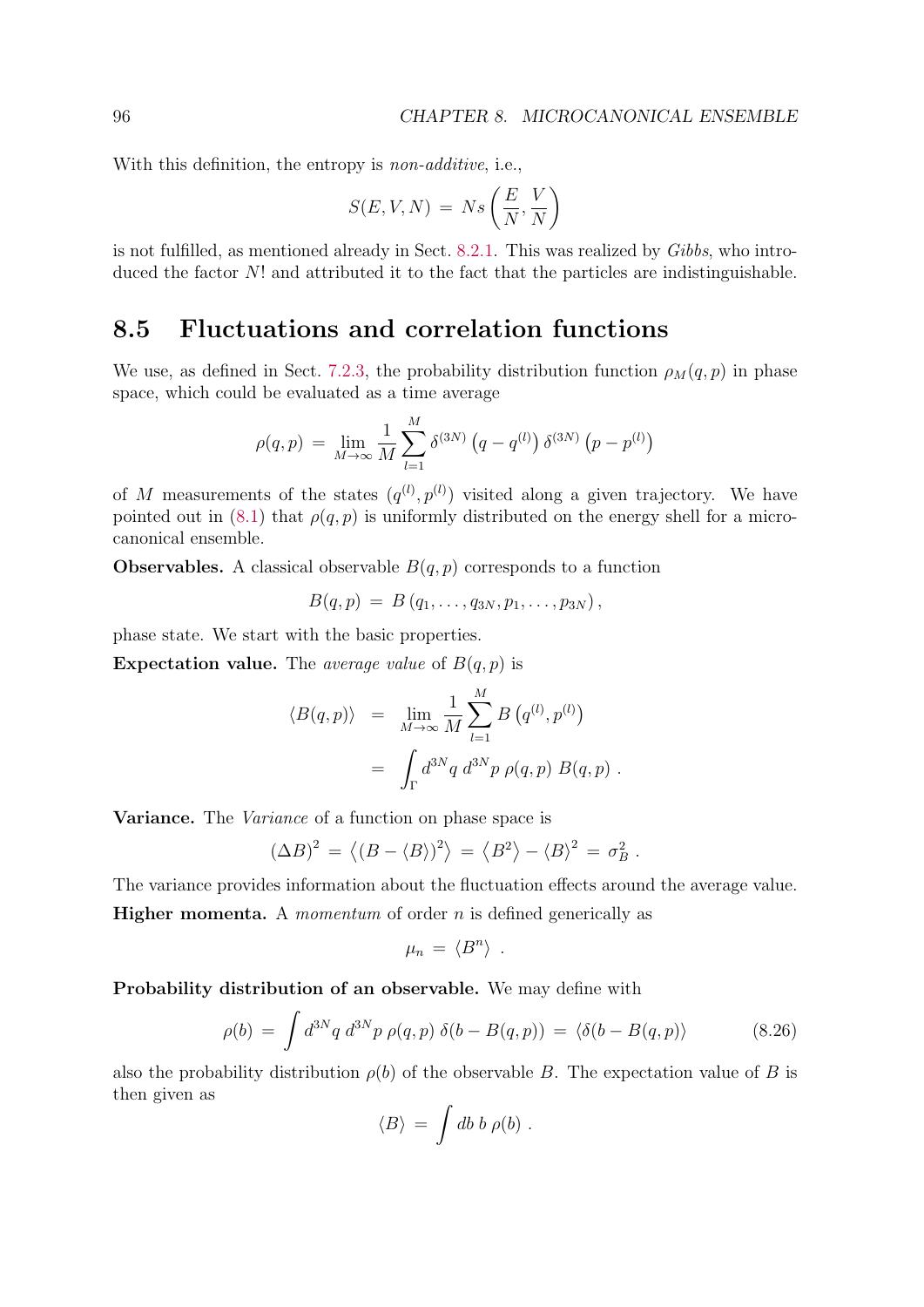With this definition, the entropy is *non-additive*, i.e.,

$$S(E,V,N) \,=\, Ns\left(\frac{E}{N},\frac{V}{N}\right)$$

is not fulfilled, as mentioned already in Sect. 8.2.1. This was realized by *Gibbs*, who introduced the factor $N!$ and attributed it to the fact that the particles are indistinguishable.

## 8.5 Fluctuations and correlation functions

We use, as defined in Sect. 7.2.3, the probability distribution function $\rho_M(q,p)$ in phase space, which could be evaluated as a time average

$$\rho(q,p) \,=\, \lim_{M\to\infty}\frac{1}{M}\sum_{l=1}^{M}\delta^{(3N)}\left(q-q^{(l)}\right)\delta^{(3N)}\left(p-p^{(l)}\right)$$

of $M$ measurements of the states $(q^{(l)},p^{(l)})$ visited along a given trajectory. We have pointed out in (8.1) that $\rho(q,p)$ is uniformly distributed on the energy shell for a microcanonical ensemble.

**Observables.** A classical observable $B(q,p)$ corresponds to a function

$$B(q,p) \,=\, B\left(q_1,\ldots,q_{3N},p_1,\ldots,p_{3N}\right),$$

phase state. We start with the basic properties.

**Expectation value.** The *average value* of $B(q,p)$ is

$$\begin{aligned}\langle B(q,p)\rangle \;&=\; \lim_{M\to\infty}\frac{1}{M}\sum_{l=1}^{M}B\left(q^{(l)},p^{(l)}\right)\\ &=\; \int_{\Gamma}d^{3N}q\;d^{3N}p\;\rho(q,p)\;B(q,p)\;.\end{aligned}$$

**Variance.** The *Variance* of a function on phase space is

$$(\Delta B)^2 \,=\, \left\langle(B-\langle B\rangle)^2\right\rangle \,=\, \left\langle B^2\right\rangle - \langle B\rangle^2 \,=\, \sigma_B^2\;.$$

The variance provides information about the fluctuation effects around the average value.

**Higher momenta.** A *momentum* of order $n$ is defined generically as

$$\mu_n \,=\, \langle B^n\rangle\;.$$

**Probability distribution of an observable.** We may define with

$$\rho(b) \,=\, \int d^{3N}q\;d^{3N}p\;\rho(q,p)\;\delta(b-B(q,p)) \,=\, \langle\delta(b-B(q,p))\rangle \tag{8.26}$$

also the probability distribution $\rho(b)$ of the observable $B$. The expectation value of $B$ is then given as

$$\langle B\rangle \,=\, \int db\;b\;\rho(b)\;.$$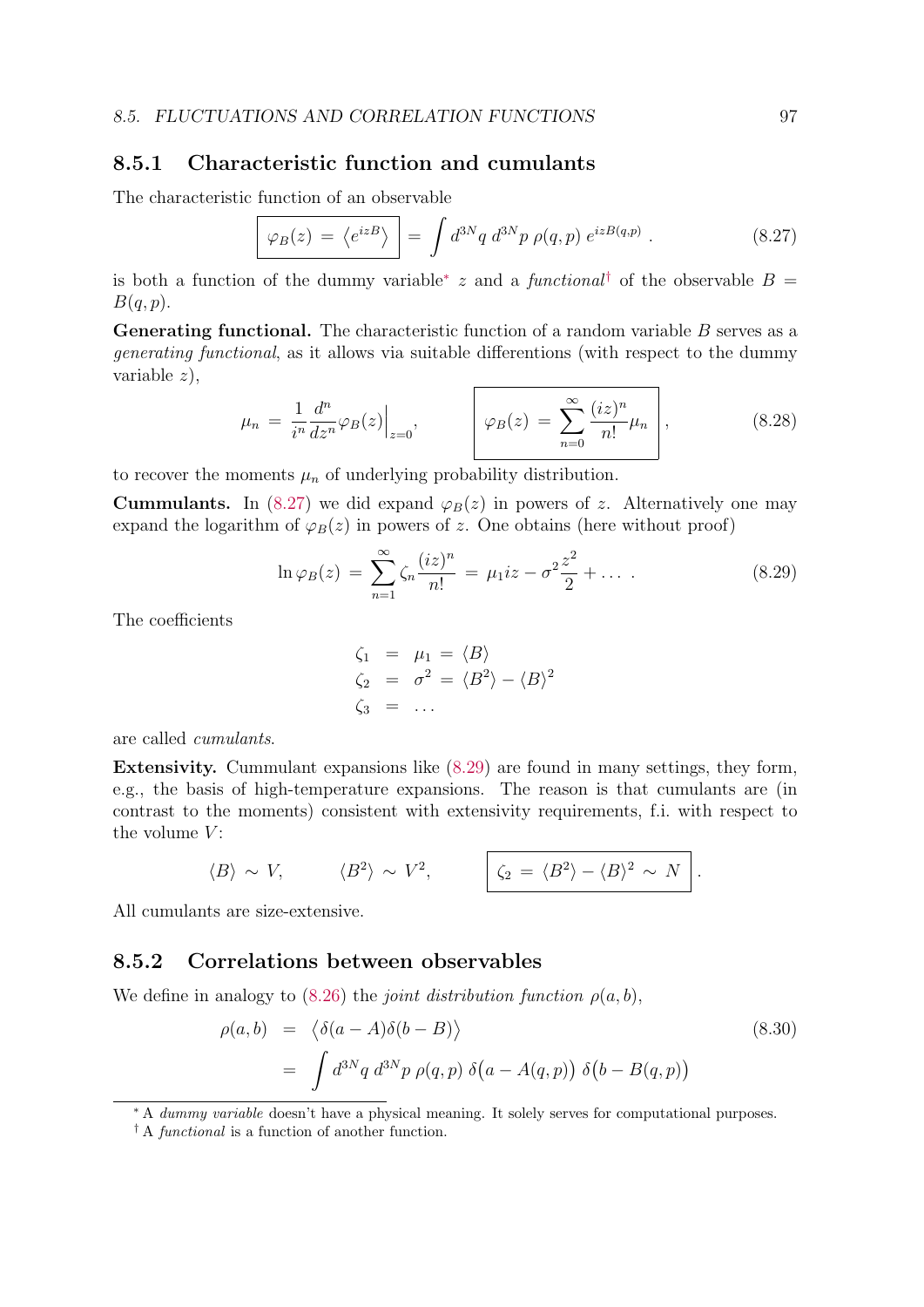### 8.5.1 Characteristic function and cumulants

The characteristic function of an observable

$$\boxed{\varphi_B(z) \,=\, \left\langle e^{izB}\right\rangle} \,=\, \int d^{3N}q\; d^{3N}p\; \rho(q,p)\; e^{izB(q,p)}\;. \tag{8.27}$$

is both a function of the dummy variable* $z$ and a *functional*† of the observable $B = B(q,p)$.

**Generating functional.** The characteristic function of a random variable $B$ serves as a *generating functional*, as it allows via suitable differentions (with respect to the dummy variable $z$),

$$\mu_n \,=\, \frac{1}{i^n}\frac{d^n}{dz^n}\varphi_B(z)\Big|_{z=0}, \qquad\qquad \boxed{\varphi_B(z) \,=\, \sum_{n=0}^{\infty}\frac{(iz)^n}{n!}\mu_n}\,, \tag{8.28}$$

to recover the moments $\mu_n$ of underlying probability distribution.

**Cummulants.** In (8.27) we did expand $\varphi_B(z)$ in powers of $z$. Alternatively one may expand the logarithm of $\varphi_B(z)$ in powers of $z$. One obtains (here without proof)

$$\ln\varphi_B(z) \,=\, \sum_{n=1}^{\infty}\zeta_n\frac{(iz)^n}{n!} \,=\, \mu_1 iz - \sigma^2\frac{z^2}{2} + \ldots\;. \tag{8.29}$$

The coefficients

$$\begin{aligned}
\zeta_1 &= \mu_1 \,=\, \langle B\rangle \\
\zeta_2 &= \sigma^2 \,=\, \langle B^2\rangle - \langle B\rangle^2 \\
\zeta_3 &= \ldots
\end{aligned}$$

are called *cumulants*.

**Extensivity.** Cummulant expansions like (8.29) are found in many settings, they form, e.g., the basis of high-temperature expansions. The reason is that cumulants are (in contrast to the moments) consistent with extensivity requirements, f.i. with respect to the volume $V$:

$$\langle B\rangle \,\sim\, V, \qquad\quad \langle B^2\rangle \,\sim\, V^2, \qquad\quad \boxed{\zeta_2 \,=\, \langle B^2\rangle - \langle B\rangle^2 \,\sim\, N}\,.$$

All cumulants are size-extensive.

### 8.5.2 Correlations between observables

We define in analogy to (8.26) the *joint distribution function* $\rho(a,b)$,

$$\begin{aligned}
\rho(a,b) &= \big\langle \delta(a-A)\delta(b-B)\big\rangle \\
&= \int d^{3N}q\; d^{3N}p\; \rho(q,p)\; \delta\big(a-A(q,p)\big)\;\delta\big(b-B(q,p)\big)
\end{aligned} \tag{8.30}$$

---

* A *dummy variable* doesn't have a physical meaning. It solely serves for computational purposes.

† A *functional* is a function of another function.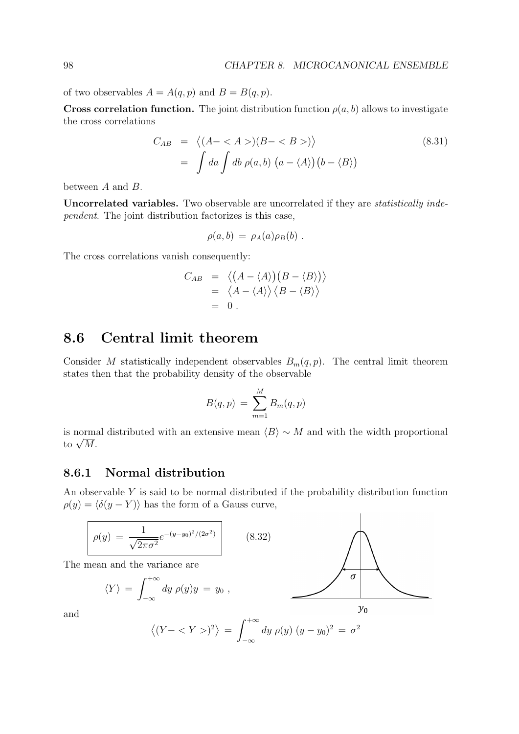of two observables $A = A(q,p)$ and $B = B(q,p)$.

**Cross correlation function.** The joint distribution function $\rho(a,b)$ allows to investigate the cross correlations

$$
\begin{aligned}
C_{AB} &= \big\langle (A- < A >)(B- < B >) \big\rangle \qquad (8.31) \\
&= \int da \int db\ \rho(a,b)\ \big(a - \langle A\rangle\big)\big(b - \langle B\rangle\big)
\end{aligned}
$$

between $A$ and $B$.

**Uncorrelated variables.** Two observable are uncorrelated if they are *statistically independent*. The joint distribution factorizes is this case,

$$
\rho(a,b) \;=\; \rho_A(a)\rho_B(b)\ .
$$

The cross correlations vanish consequently:

$$
\begin{aligned}
C_{AB} &= \big\langle \big(A - \langle A\rangle\big)\big(B - \langle B\rangle\big)\big\rangle \\
&= \big\langle A - \langle A\rangle \big\rangle \big\langle B - \langle B\rangle \big\rangle \\
&= 0\ .
\end{aligned}
$$

## 8.6 Central limit theorem

Consider $M$ statistically independent observables $B_m(q,p)$. The central limit theorem states then that the probability density of the observable

$$
B(q,p) \;=\; \sum_{m=1}^{M} B_m(q,p)
$$

is normal distributed with an extensive mean $\langle B\rangle \sim M$ and with the width proportional to $\sqrt{M}$.

### 8.6.1 Normal distribution

An observable $Y$ is said to be normal distributed if the probability distribution function $\rho(y) = \langle \delta(y - Y)\rangle$ has the form of a Gauss curve,

$$
\boxed{\rho(y) \;=\; \frac{1}{\sqrt{2\pi\sigma^2}} e^{-(y-y_0)^2/(2\sigma^2)}} \qquad (8.32)
$$

The mean and the variance are

$$
\langle Y\rangle \;=\; \int_{-\infty}^{+\infty} dy\ \rho(y) y \;=\; y_0\ ,
$$

and

$$
\big\langle (Y- < Y >)^2 \big\rangle \;=\; \int_{-\infty}^{+\infty} dy\ \rho(y)\ (y - y_0)^2 \;=\; \sigma^2
$$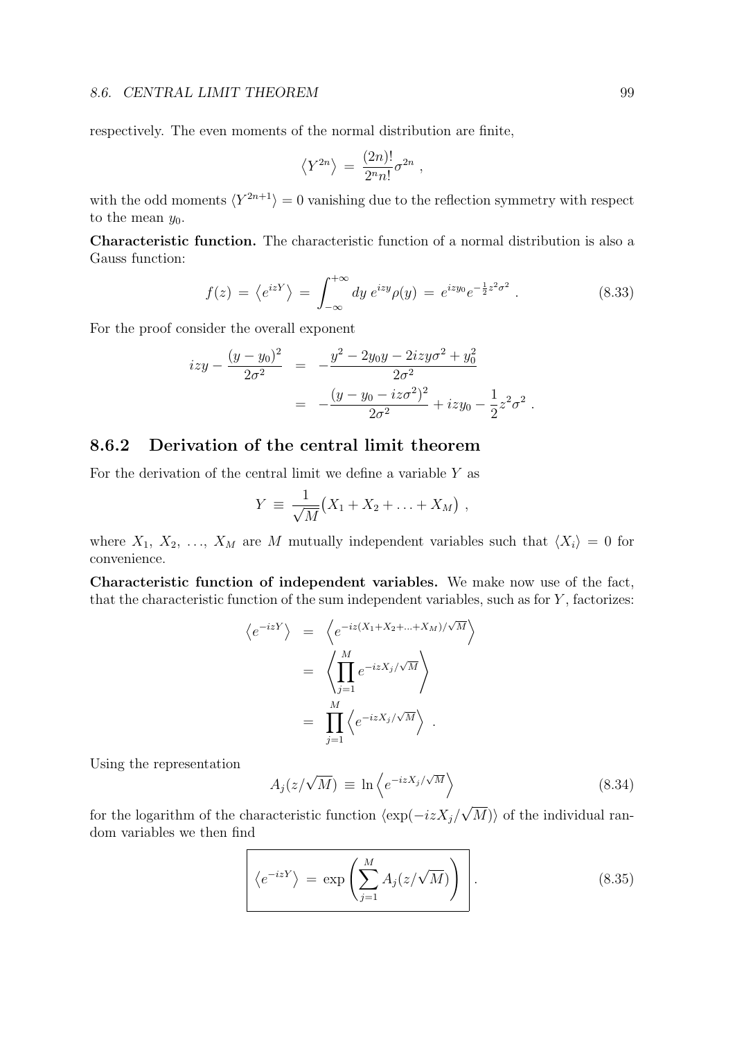respectively. The even moments of the normal distribution are finite,

$$\left\langle Y^{2n}\right\rangle \;=\; \frac{(2n)!}{2^n n!}\sigma^{2n}\;,$$

with the odd moments $\langle Y^{2n+1}\rangle = 0$ vanishing due to the reflection symmetry with respect to the mean $y_0$.

**Characteristic function.** The characteristic function of a normal distribution is also a Gauss function:

$$f(z) \;=\; \left\langle e^{izY}\right\rangle \;=\; \int_{-\infty}^{+\infty} dy\; e^{izy}\rho(y) \;=\; e^{izy_0}e^{-\frac{1}{2}z^2\sigma^2}\;. \tag{8.33}$$

For the proof consider the overall exponent

$$\begin{aligned} izy - \frac{(y-y_0)^2}{2\sigma^2} &= -\frac{y^2 - 2y_0y - 2izy\sigma^2 + y_0^2}{2\sigma^2} \\ &= -\frac{(y-y_0-iz\sigma^2)^2}{2\sigma^2} + izy_0 - \frac{1}{2}z^2\sigma^2\;. \end{aligned}$$

### 8.6.2 Derivation of the central limit theorem

For the derivation of the central limit we define a variable $Y$ as

$$Y \;\equiv\; \frac{1}{\sqrt{M}}\big(X_1 + X_2 + \ldots + X_M\big)\;,$$

where $X_1$, $X_2$, ..., $X_M$ are $M$ mutually independent variables such that $\langle X_i\rangle = 0$ for convenience.

**Characteristic function of independent variables.** We make now use of the fact, that the characteristic function of the sum independent variables, such as for $Y$, factorizes:

$$\begin{aligned} \left\langle e^{-izY}\right\rangle &= \left\langle e^{-iz(X_1+X_2+\ldots+X_M)/\sqrt{M}}\right\rangle \\ &= \left\langle \prod_{j=1}^{M} e^{-izX_j/\sqrt{M}}\right\rangle \\ &= \prod_{j=1}^{M}\left\langle e^{-izX_j/\sqrt{M}}\right\rangle\;. \end{aligned}$$

Using the representation

$$A_j(z/\sqrt{M}) \;\equiv\; \ln\left\langle e^{-izX_j/\sqrt{M}}\right\rangle \tag{8.34}$$

for the logarithm of the characteristic function $\langle\exp(-izX_j/\sqrt{M})\rangle$ of the individual random variables we then find

$$\boxed{\left\langle e^{-izY}\right\rangle \;=\; \exp\left(\sum_{j=1}^{M} A_j(z/\sqrt{M})\right)}\;. \tag{8.35}$$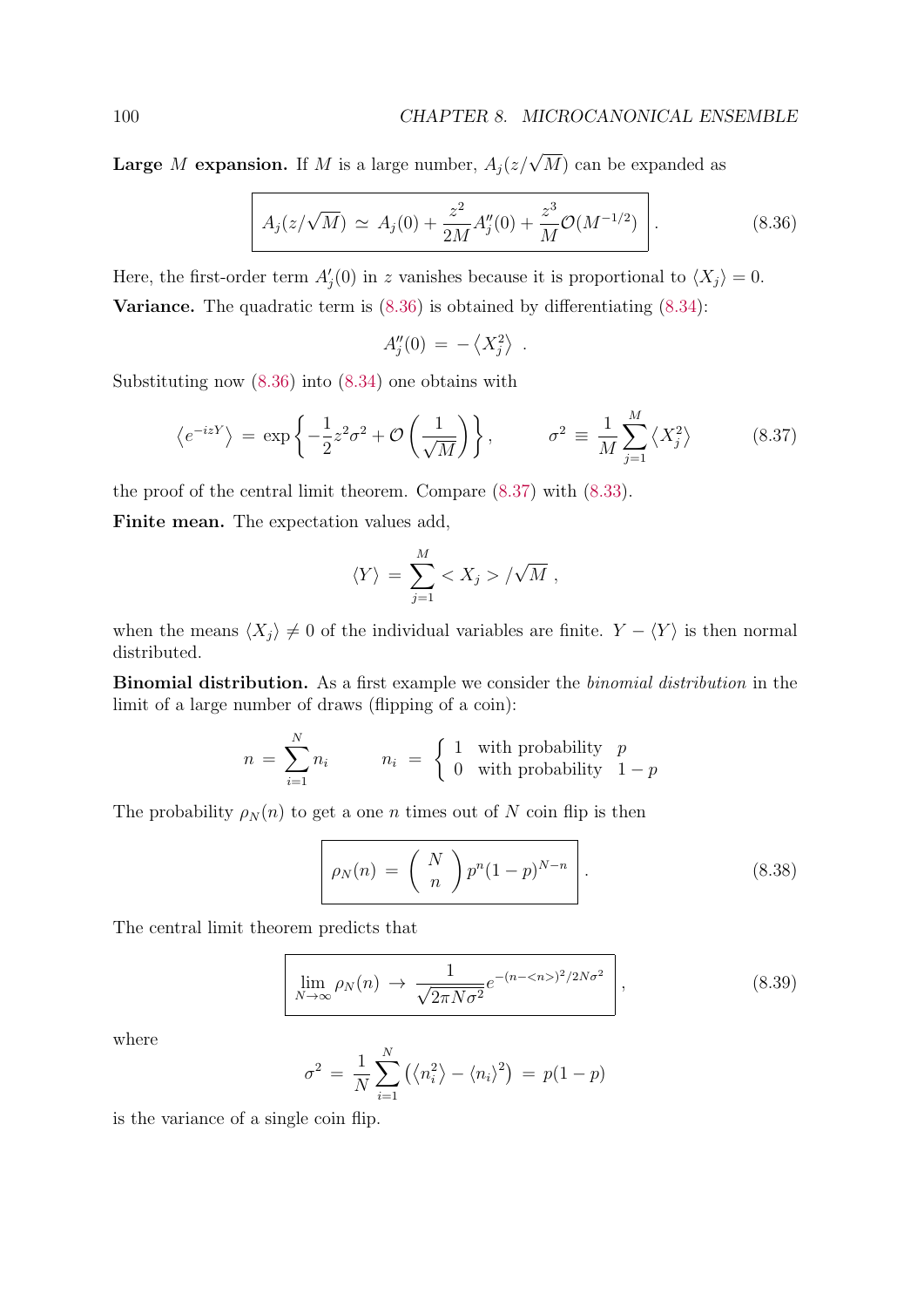**Large $M$ expansion.** If $M$ is a large number, $A_j(z/\sqrt{M})$ can be expanded as

$$\boxed{A_j(z/\sqrt{M}) \;\simeq\; A_j(0) + \frac{z^2}{2M}A_j''(0) + \frac{z^3}{M}\mathcal{O}(M^{-1/2})} \,. \tag{8.36}$$

Here, the first-order term $A_j'(0)$ in $z$ vanishes because it is proportional to $\langle X_j \rangle = 0$.

**Variance.** The quadratic term is (8.36) is obtained by differentiating (8.34):

$$A_j''(0) \;=\; -\left\langle X_j^2 \right\rangle \;.$$

Substituting now (8.36) into (8.34) one obtains with

$$\left\langle e^{-izY} \right\rangle \;=\; \exp\left\{ -\frac{1}{2}z^2\sigma^2 + \mathcal{O}\left(\frac{1}{\sqrt{M}}\right) \right\}, \qquad \sigma^2 \;\equiv\; \frac{1}{M}\sum_{j=1}^{M}\left\langle X_j^2 \right\rangle \tag{8.37}$$

the proof of the central limit theorem. Compare (8.37) with (8.33).

**Finite mean.** The expectation values add,

$$\langle Y \rangle \;=\; \sum_{j=1}^{M} < X_j > /\sqrt{M} \;,$$

when the means $\langle X_j \rangle \neq 0$ of the individual variables are finite. $Y - \langle Y \rangle$ is then normal distributed.

**Binomial distribution.** As a first example we consider the *binomial distribution* in the limit of a large number of draws (flipping of a coin):

$$n \;=\; \sum_{i=1}^{N} n_i \qquad\quad n_i \;=\; \left\{ \begin{array}{ll} 1 & \text{with probability} \quad p \\ 0 & \text{with probability} \quad 1-p \end{array} \right.$$

The probability $\rho_N(n)$ to get a one $n$ times out of $N$ coin flip is then

$$\boxed{\rho_N(n) \;=\; \left( \begin{array}{c} N \\ n \end{array} \right) p^n (1-p)^{N-n}} \,. \tag{8.38}$$

The central limit theorem predicts that

$$\boxed{\lim_{N\to\infty} \rho_N(n) \;\to\; \frac{1}{\sqrt{2\pi N \sigma^2}} e^{-(n-<n>)^2/2N\sigma^2}} \,, \tag{8.39}$$

where

$$\sigma^2 \;=\; \frac{1}{N}\sum_{i=1}^{N}\left( \left\langle n_i^2 \right\rangle - \left\langle n_i \right\rangle^2 \right) \;=\; p(1-p)$$

is the variance of a single coin flip.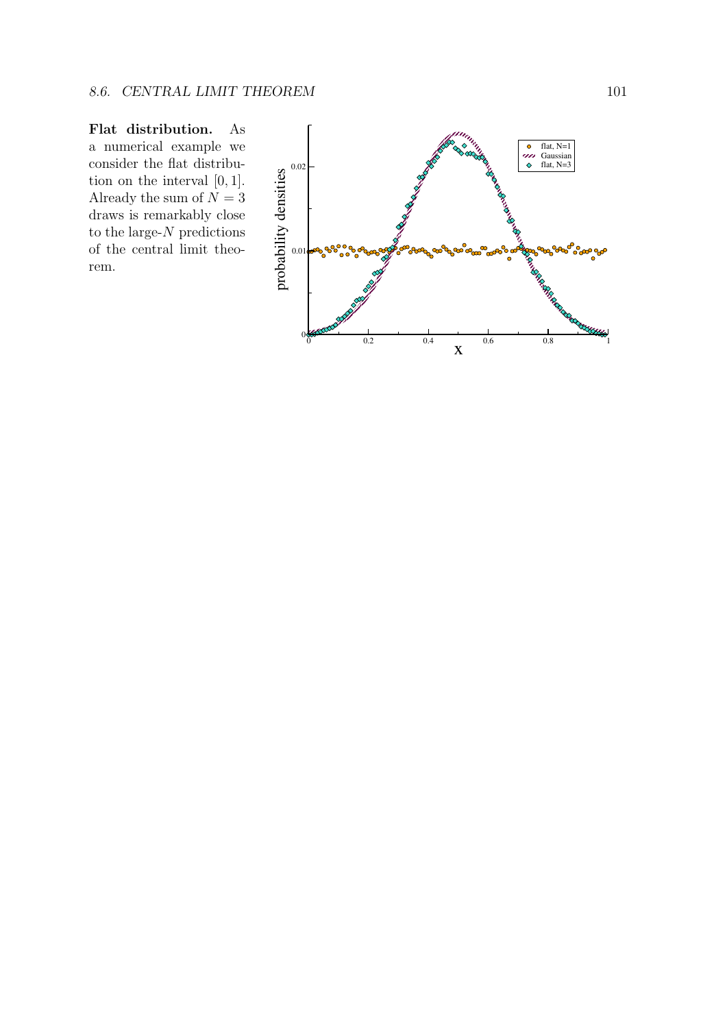**Flat distribution.** As a numerical example we consider the flat distribution on the interval $[0, 1]$. Already the sum of $N = 3$ draws is remarkably close to the large-$N$ predictions of the central limit theorem.

probability densities

0.02

0.01

0

0

0.2

0.4

0.6

0.8

1

x

flat, N=1

Gaussian

flat, N=3